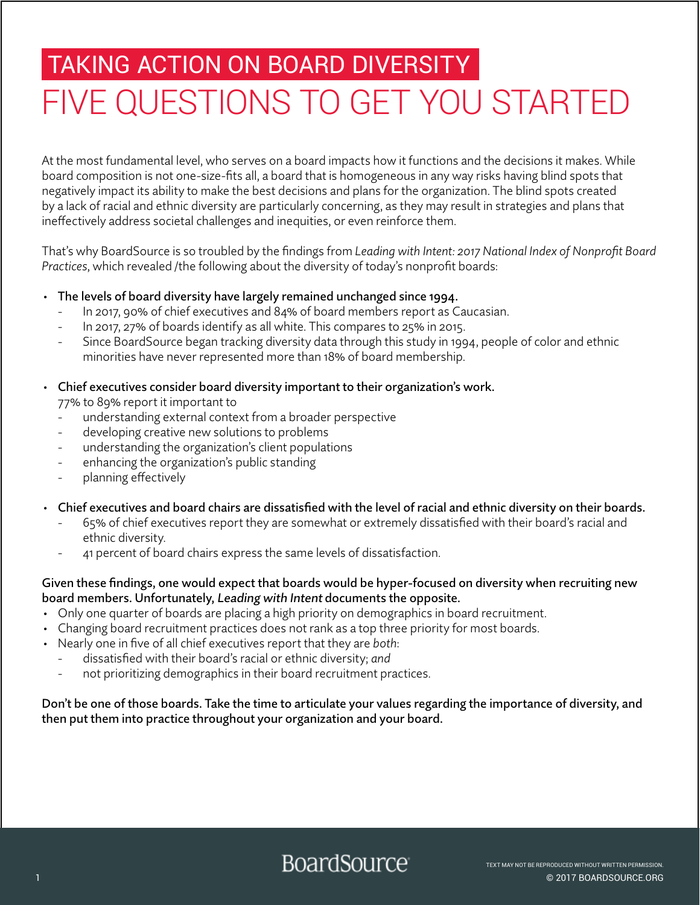# TAKING ACTION ON BOARD DIVERSITY

# FIVE QUESTIONS TO GET YOU STARTED

At the most fundamental level, who serves on a board impacts how it functions and the decisions it makes. While board composition is not one-size-fits all, a board that is homogeneous in any way risks having blind spots that negatively impact its ability to make the best decisions and plans for the organization. The blind spots created by a lack of racial and ethnic diversity are particularly concerning, as they may result in strategies and plans that ineffectively address societal challenges and inequities, or even reinforce them.

That's why BoardSource is so troubled by the findings from *Leading with Intent: 2017 National Index of Nonprofit Board Practices*, which revealed /the following about the diversity of today's nonprofit boards:

- The levels of board diversity have largely remained unchanged since 1994.
  - In 2017, 90% of chief executives and 84% of board members report as Caucasian.
  - In 2017, 27% of boards identify as all white. This compares to 25% in 2015.
  - Since BoardSource began tracking diversity data through this study in 1994, people of color and ethnic minorities have never represented more than 18% of board membership.
- Chief executives consider board diversity important to their organization's work.
  77% to 89% report it important to
  - understanding external context from a broader perspective
  - developing creative new solutions to problems
  - understanding the organization's client populations
  - enhancing the organization's public standing
  - planning effectively
- Chief executives and board chairs are dissatisfied with the level of racial and ethnic diversity on their boards.
  - 65% of chief executives report they are somewhat or extremely dissatisfied with their board's racial and ethnic diversity.
  - 41 percent of board chairs express the same levels of dissatisfaction.

Given these findings, one would expect that boards would be hyper-focused on diversity when recruiting new board members. Unfortunately, *Leading with Intent* documents the opposite.

- Only one quarter of boards are placing a high priority on demographics in board recruitment.
- Changing board recruitment practices does not rank as a top three priority for most boards.
- Nearly one in five of all chief executives report that they are *both*:
  - dissatisfied with their board's racial or ethnic diversity; *and*
  - not prioritizing demographics in their board recruitment practices.

Don't be one of those boards. Take the time to articulate your values regarding the importance of diversity, and then put them into practice throughout your organization and your board.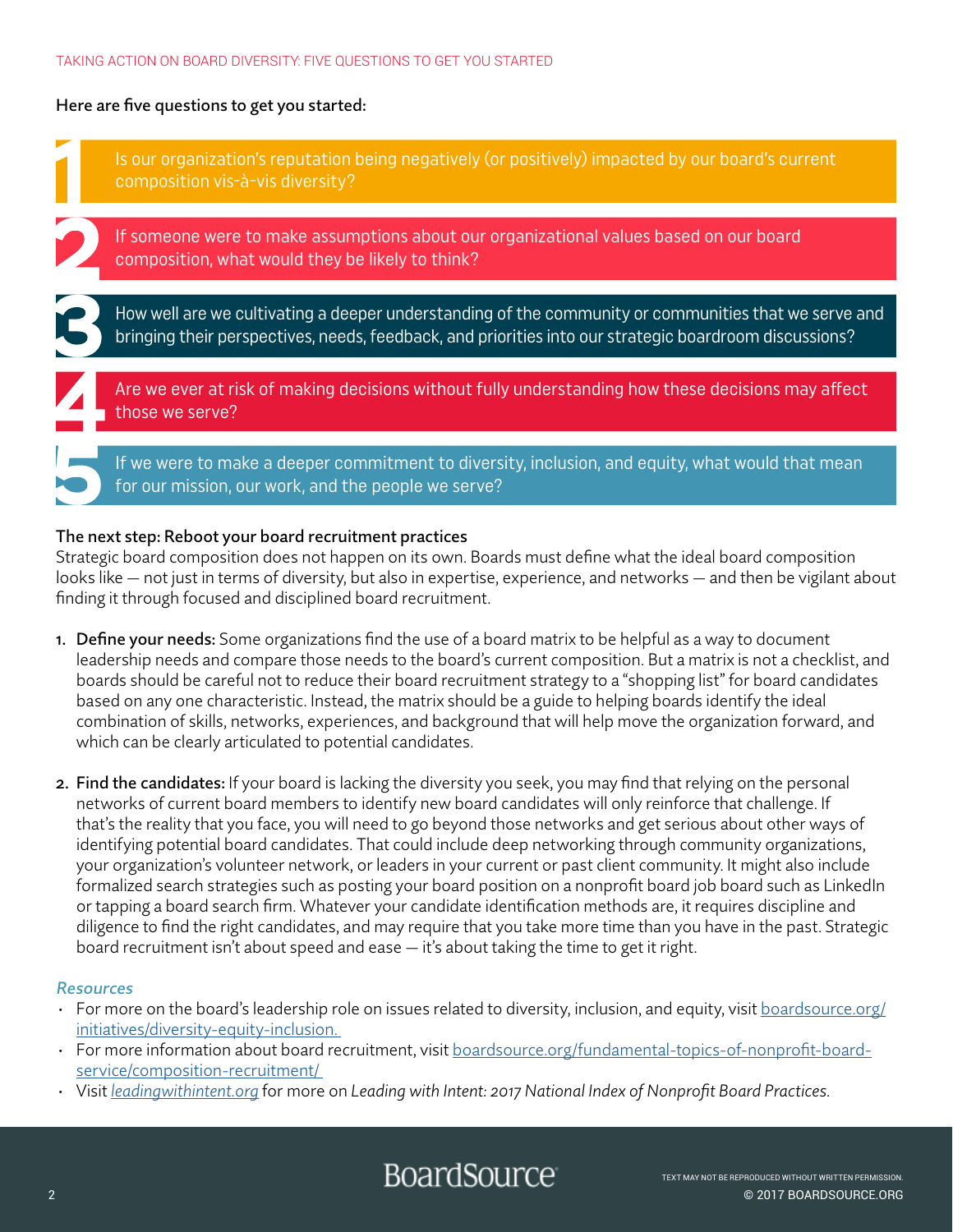Here are five questions to get you started:

1. Is our organization's reputation being negatively (or positively) impacted by our board's current composition vis-à-vis diversity?

2. If someone were to make assumptions about our organizational values based on our board composition, what would they be likely to think?

3. How well are we cultivating a deeper understanding of the community or communities that we serve and bringing their perspectives, needs, feedback, and priorities into our strategic boardroom discussions?

4. Are we ever at risk of making decisions without fully understanding how these decisions may affect those we serve?

5. If we were to make a deeper commitment to diversity, inclusion, and equity, what would that mean for our mission, our work, and the people we serve?

## The next step: Reboot your board recruitment practices

Strategic board composition does not happen on its own. Boards must define what the ideal board composition looks like — not just in terms of diversity, but also in expertise, experience, and networks — and then be vigilant about finding it through focused and disciplined board recruitment.

1. **Define your needs:** Some organizations find the use of a board matrix to be helpful as a way to document leadership needs and compare those needs to the board's current composition. But a matrix is not a checklist, and boards should be careful not to reduce their board recruitment strategy to a "shopping list" for board candidates based on any one characteristic. Instead, the matrix should be a guide to helping boards identify the ideal combination of skills, networks, experiences, and background that will help move the organization forward, and which can be clearly articulated to potential candidates.

2. **Find the candidates:** If your board is lacking the diversity you seek, you may find that relying on the personal networks of current board members to identify new board candidates will only reinforce that challenge. If that's the reality that you face, you will need to go beyond those networks and get serious about other ways of identifying potential board candidates. That could include deep networking through community organizations, your organization's volunteer network, or leaders in your current or past client community. It might also include formalized search strategies such as posting your board position on a nonprofit board job board such as LinkedIn or tapping a board search firm. Whatever your candidate identification methods are, it requires discipline and diligence to find the right candidates, and may require that you take more time than you have in the past. Strategic board recruitment isn't about speed and ease — it's about taking the time to get it right.

### *Resources*

- For more on the board's leadership role on issues related to diversity, inclusion, and equity, visit boardsource.org/initiatives/diversity-equity-inclusion.
- For more information about board recruitment, visit boardsource.org/fundamental-topics-of-nonprofit-board-service/composition-recruitment/
- Visit *leadingwithintent.org* for more on *Leading with Intent: 2017 National Index of Nonprofit Board Practices.*

BoardSource

TEXT MAY NOT BE REPRODUCED WITHOUT WRITTEN PERMISSION.
© 2017 BOARDSOURCE.ORG